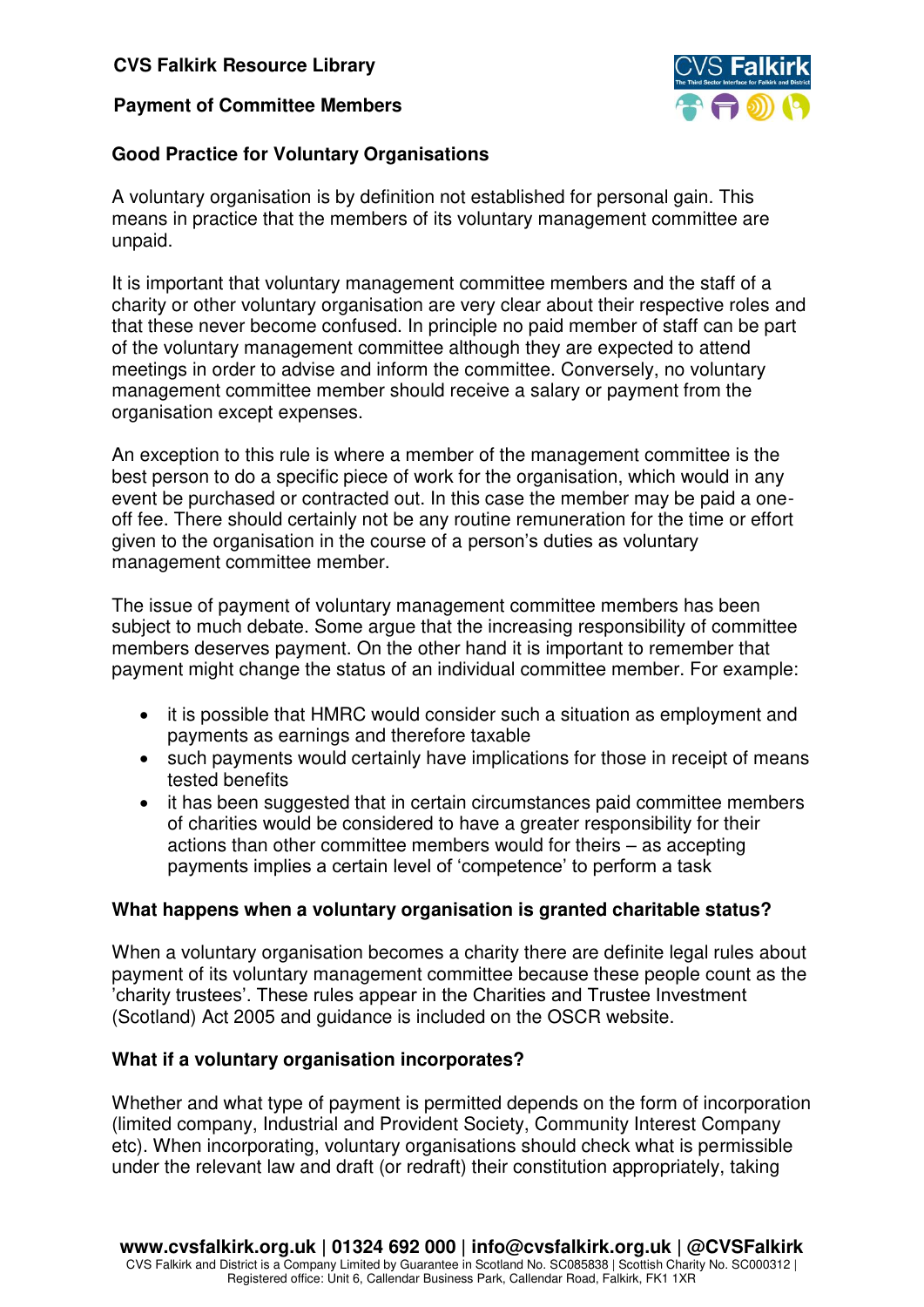**CVS Falkirk Resource Library**

**Payment of Committee Members**

## Good Practice for Voluntary Organisations

A voluntary organisation is by definition not established for personal gain. This means in practice that the members of its voluntary management committee are unpaid.

It is important that voluntary management committee members and the staff of a charity or other voluntary organisation are very clear about their respective roles and that these never become confused. In principle no paid member of staff can be part of the voluntary management committee although they are expected to attend meetings in order to advise and inform the committee. Conversely, no voluntary management committee member should receive a salary or payment from the organisation except expenses.

An exception to this rule is where a member of the management committee is the best person to do a specific piece of work for the organisation, which would in any event be purchased or contracted out. In this case the member may be paid a one-off fee. There should certainly not be any routine remuneration for the time or effort given to the organisation in the course of a person's duties as voluntary management committee member.

The issue of payment of voluntary management committee members has been subject to much debate. Some argue that the increasing responsibility of committee members deserves payment. On the other hand it is important to remember that payment might change the status of an individual committee member. For example:

- it is possible that HMRC would consider such a situation as employment and payments as earnings and therefore taxable
- such payments would certainly have implications for those in receipt of means tested benefits
- it has been suggested that in certain circumstances paid committee members of charities would be considered to have a greater responsibility for their actions than other committee members would for theirs – as accepting payments implies a certain level of 'competence' to perform a task

### What happens when a voluntary organisation is granted charitable status?

When a voluntary organisation becomes a charity there are definite legal rules about payment of its voluntary management committee because these people count as the 'charity trustees'. These rules appear in the Charities and Trustee Investment (Scotland) Act 2005 and guidance is included on the OSCR website.

### What if a voluntary organisation incorporates?

Whether and what type of payment is permitted depends on the form of incorporation (limited company, Industrial and Provident Society, Community Interest Company etc). When incorporating, voluntary organisations should check what is permissible under the relevant law and draft (or redraft) their constitution appropriately, taking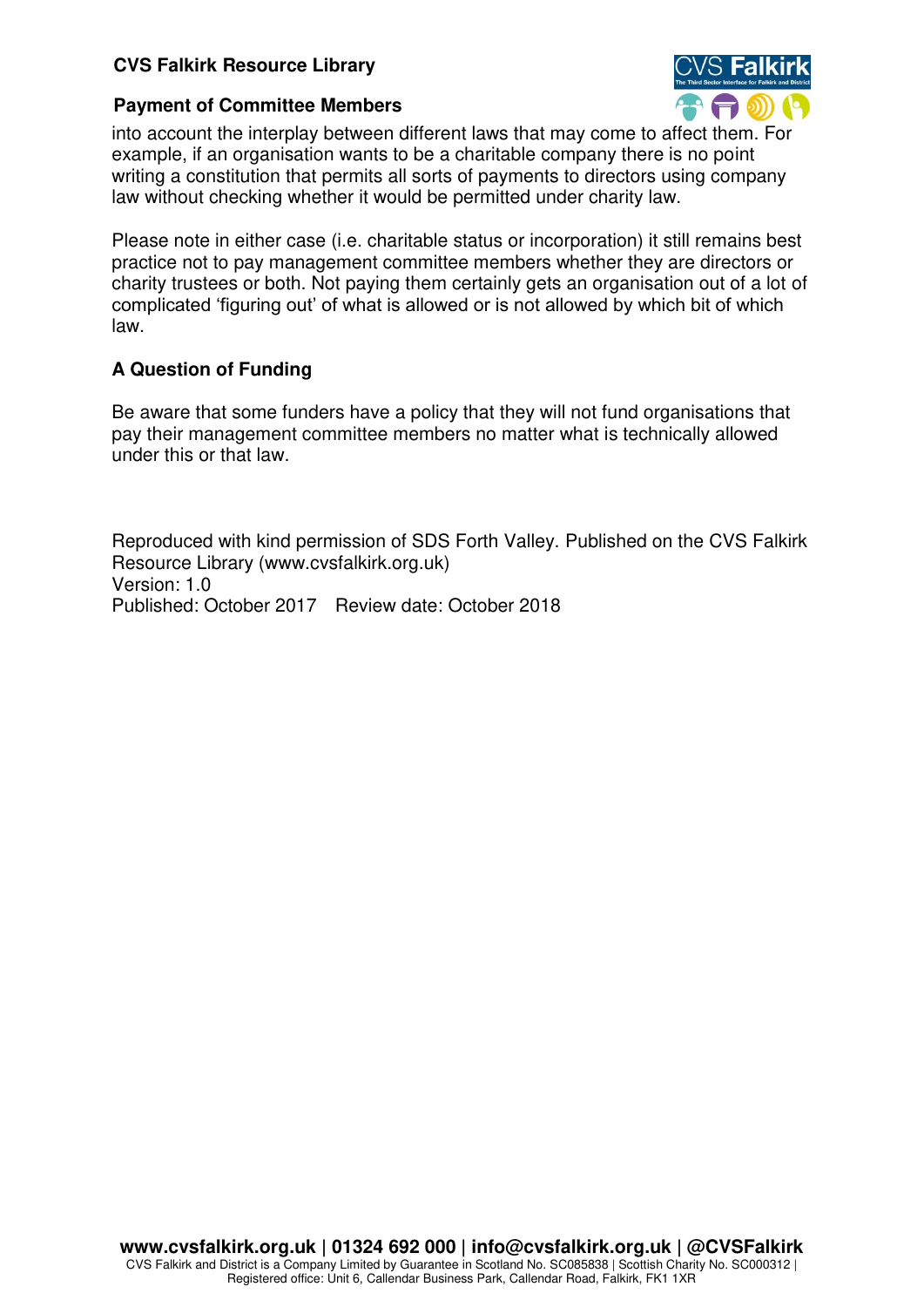into account the interplay between different laws that may come to affect them. For example, if an organisation wants to be a charitable company there is no point writing a constitution that permits all sorts of payments to directors using company law without checking whether it would be permitted under charity law.

Please note in either case (i.e. charitable status or incorporation) it still remains best practice not to pay management committee members whether they are directors or charity trustees or both. Not paying them certainly gets an organisation out of a lot of complicated 'figuring out' of what is allowed or is not allowed by which bit of which law.

## A Question of Funding

Be aware that some funders have a policy that they will not fund organisations that pay their management committee members no matter what is technically allowed under this or that law.

Reproduced with kind permission of SDS Forth Valley. Published on the CVS Falkirk Resource Library (www.cvsfalkirk.org.uk)
Version: 1.0
Published: October 2017 Review date: October 2018